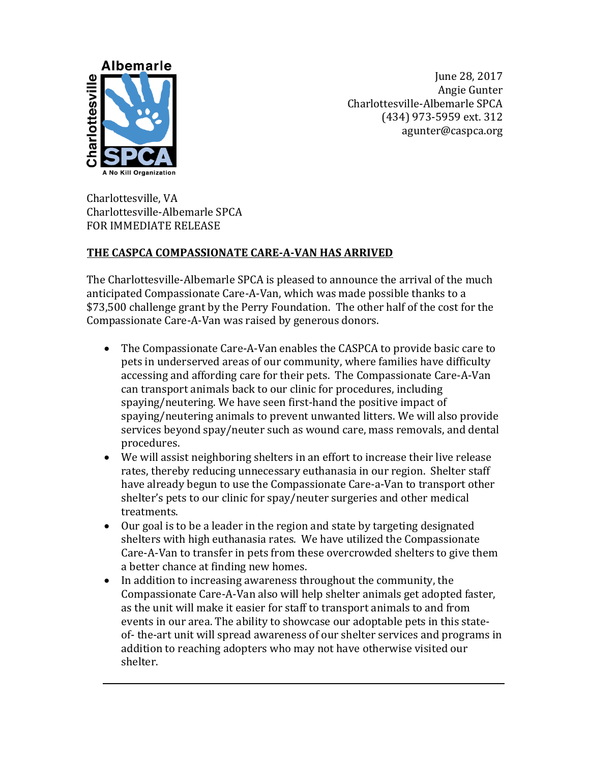June 28, 2017
Angie Gunter
Charlottesville-Albemarle SPCA
(434) 973-5959 ext. 312
agunter@caspca.org

Charlottesville, VA
Charlottesville-Albemarle SPCA
FOR IMMEDIATE RELEASE

**THE CASPCA COMPASSIONATE CARE-A-VAN HAS ARRIVED**

The Charlottesville-Albemarle SPCA is pleased to announce the arrival of the much anticipated Compassionate Care-A-Van, which was made possible thanks to a $73,500 challenge grant by the Perry Foundation. The other half of the cost for the Compassionate Care-A-Van was raised by generous donors.

- The Compassionate Care-A-Van enables the CASPCA to provide basic care to pets in underserved areas of our community, where families have difficulty accessing and affording care for their pets. The Compassionate Care-A-Van can transport animals back to our clinic for procedures, including spaying/neutering. We have seen first-hand the positive impact of spaying/neutering animals to prevent unwanted litters. We will also provide services beyond spay/neuter such as wound care, mass removals, and dental procedures.
- We will assist neighboring shelters in an effort to increase their live release rates, thereby reducing unnecessary euthanasia in our region. Shelter staff have already begun to use the Compassionate Care-a-Van to transport other shelter's pets to our clinic for spay/neuter surgeries and other medical treatments.
- Our goal is to be a leader in the region and state by targeting designated shelters with high euthanasia rates. We have utilized the Compassionate Care-A-Van to transfer in pets from these overcrowded shelters to give them a better chance at finding new homes.
- In addition to increasing awareness throughout the community, the Compassionate Care-A-Van also will help shelter animals get adopted faster, as the unit will make it easier for staff to transport animals to and from events in our area. The ability to showcase our adoptable pets in this state-of- the-art unit will spread awareness of our shelter services and programs in addition to reaching adopters who may not have otherwise visited our shelter.

---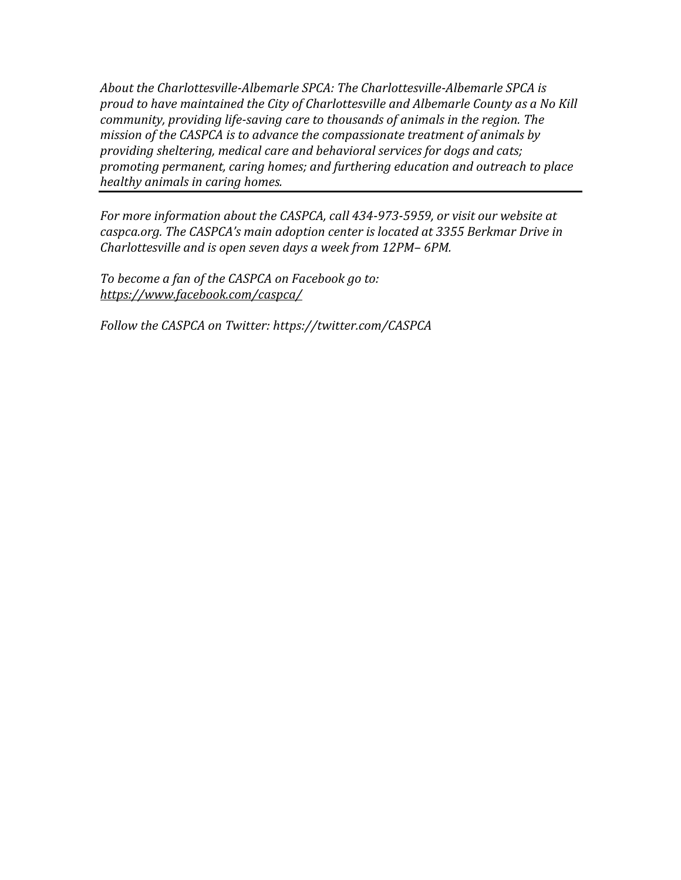*About the Charlottesville-Albemarle SPCA: The Charlottesville-Albemarle SPCA is proud to have maintained the City of Charlottesville and Albemarle County as a No Kill community, providing life-saving care to thousands of animals in the region. The mission of the CASPCA is to advance the compassionate treatment of animals by providing sheltering, medical care and behavioral services for dogs and cats; promoting permanent, caring homes; and furthering education and outreach to place healthy animals in caring homes.*

---

*For more information about the CASPCA, call 434-973-5959, or visit our website at caspca.org. The CASPCA's main adoption center is located at 3355 Berkmar Drive in Charlottesville and is open seven days a week from 12PM– 6PM.*

*To become a fan of the CASPCA on Facebook go to: https://www.facebook.com/caspca/*

*Follow the CASPCA on Twitter: https://twitter.com/CASPCA*